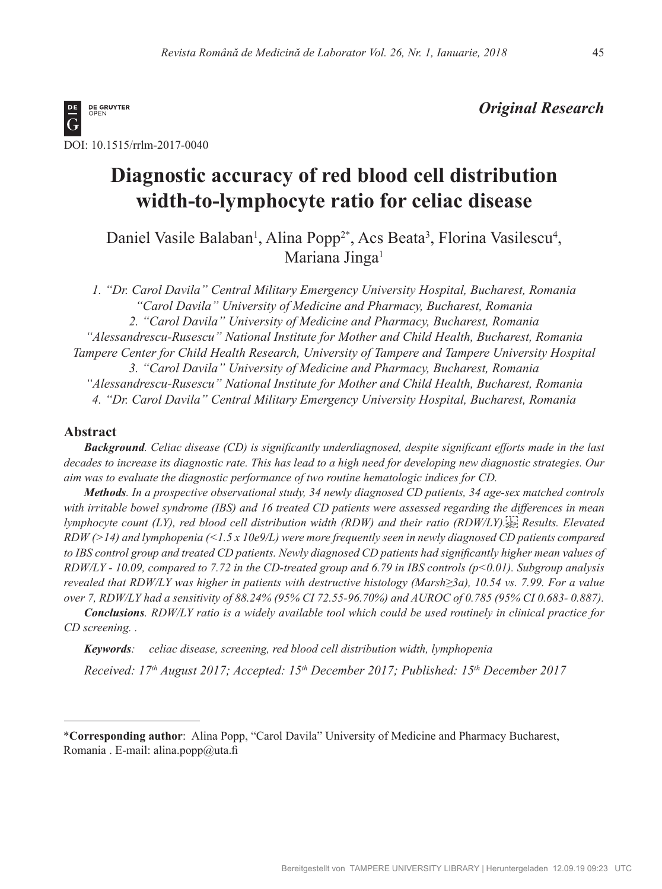*Original Research*

DOI: 10.1515/rrlm-2017-0040

# Diagnostic accuracy of red blood cell distribution width-to-lymphocyte ratio for celiac disease

Daniel Vasile Balaban[1], Alina Popp[2*], Acs Beata[3], Florina Vasilescu[4], Mariana Jinga[1]

*1. "Dr. Carol Davila" Central Military Emergency University Hospital, Bucharest, Romania*
*"Carol Davila" University of Medicine and Pharmacy, Bucharest, Romania*
*2. "Carol Davila" University of Medicine and Pharmacy, Bucharest, Romania*
*"Alessandrescu-Rusescu" National Institute for Mother and Child Health, Bucharest, Romania*
*Tampere Center for Child Health Research, University of Tampere and Tampere University Hospital*
*3. "Carol Davila" University of Medicine and Pharmacy, Bucharest, Romania*
*"Alessandrescu-Rusescu" National Institute for Mother and Child Health, Bucharest, Romania*
*4. "Dr. Carol Davila" Central Military Emergency University Hospital, Bucharest, Romania*

## Abstract

***Background***. *Celiac disease (CD) is significantly underdiagnosed, despite significant efforts made in the last decades to increase its diagnostic rate. This has lead to a high need for developing new diagnostic strategies. Our aim was to evaluate the diagnostic performance of two routine hematologic indices for CD.*

***Methods***. *In a prospective observational study, 34 newly diagnosed CD patients, 34 age-sex matched controls with irritable bowel syndrome (IBS) and 16 treated CD patients were assessed regarding the differences in mean lymphocyte count (LY), red blood cell distribution width (RDW) and their ratio (RDW/LY). Results. Elevated RDW (>14) and lymphopenia (<1.5 x 10e9/L) were more frequently seen in newly diagnosed CD patients compared to IBS control group and treated CD patients. Newly diagnosed CD patients had significantly higher mean values of RDW/LY - 10.09, compared to 7.72 in the CD-treated group and 6.79 in IBS controls ($p<0.01$). Subgroup analysis revealed that RDW/LY was higher in patients with destructive histology (Marsh≥3a), 10.54 vs. 7.99. For a value over 7, RDW/LY had a sensitivity of 88.24% (95% CI 72.55-96.70%) and AUROC of 0.785 (95% CI 0.683- 0.887).*

***Conclusions***. *RDW/LY ratio is a widely available tool which could be used routinely in clinical practice for CD screening. .*

***Keywords***: *celiac disease, screening, red blood cell distribution width, lymphopenia*

*Received: 17th August 2017; Accepted: 15th December 2017; Published: 15th December 2017*

---

\***Corresponding author**: Alina Popp, "Carol Davila" University of Medicine and Pharmacy Bucharest, Romania . E-mail: alina.popp@uta.fi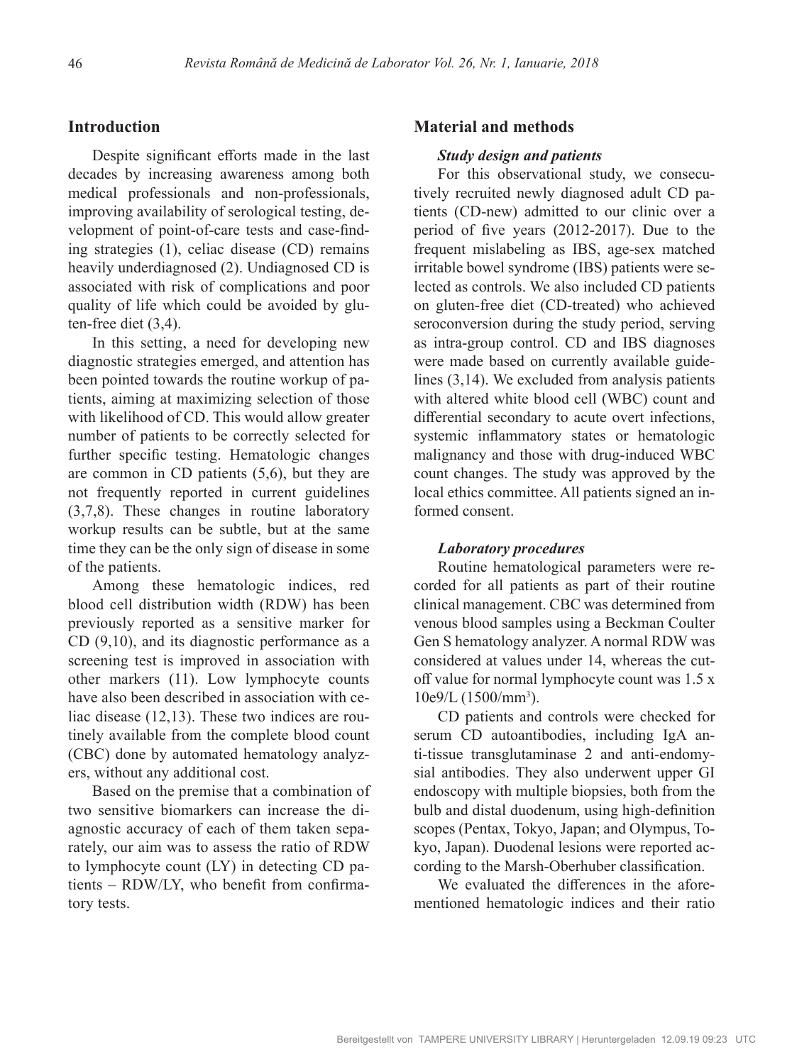## Introduction

Despite significant efforts made in the last decades by increasing awareness among both medical professionals and non-professionals, improving availability of serological testing, development of point-of-care tests and case-finding strategies (1), celiac disease (CD) remains heavily underdiagnosed (2). Undiagnosed CD is associated with risk of complications and poor quality of life which could be avoided by gluten-free diet (3,4).

In this setting, a need for developing new diagnostic strategies emerged, and attention has been pointed towards the routine workup of patients, aiming at maximizing selection of those with likelihood of CD. This would allow greater number of patients to be correctly selected for further specific testing. Hematologic changes are common in CD patients (5,6), but they are not frequently reported in current guidelines (3,7,8). These changes in routine laboratory workup results can be subtle, but at the same time they can be the only sign of disease in some of the patients.

Among these hematologic indices, red blood cell distribution width (RDW) has been previously reported as a sensitive marker for CD (9,10), and its diagnostic performance as a screening test is improved in association with other markers (11). Low lymphocyte counts have also been described in association with celiac disease (12,13). These two indices are routinely available from the complete blood count (CBC) done by automated hematology analyzers, without any additional cost.

Based on the premise that a combination of two sensitive biomarkers can increase the diagnostic accuracy of each of them taken separately, our aim was to assess the ratio of RDW to lymphocyte count (LY) in detecting CD patients – RDW/LY, who benefit from confirmatory tests.

## Material and methods

### *Study design and patients*

For this observational study, we consecutively recruited newly diagnosed adult CD patients (CD-new) admitted to our clinic over a period of five years (2012-2017). Due to the frequent mislabeling as IBS, age-sex matched irritable bowel syndrome (IBS) patients were selected as controls. We also included CD patients on gluten-free diet (CD-treated) who achieved seroconversion during the study period, serving as intra-group control. CD and IBS diagnoses were made based on currently available guidelines (3,14). We excluded from analysis patients with altered white blood cell (WBC) count and differential secondary to acute overt infections, systemic inflammatory states or hematologic malignancy and those with drug-induced WBC count changes. The study was approved by the local ethics committee. All patients signed an informed consent.

### *Laboratory procedures*

Routine hematological parameters were recorded for all patients as part of their routine clinical management. CBC was determined from venous blood samples using a Beckman Coulter Gen S hematology analyzer. A normal RDW was considered at values under 14, whereas the cut-off value for normal lymphocyte count was 1.5 x 10e9/L (1500/mm$^3$).

CD patients and controls were checked for serum CD autoantibodies, including IgA anti-tissue transglutaminase 2 and anti-endomysial antibodies. They also underwent upper GI endoscopy with multiple biopsies, both from the bulb and distal duodenum, using high-definition scopes (Pentax, Tokyo, Japan; and Olympus, Tokyo, Japan). Duodenal lesions were reported according to the Marsh-Oberhuber classification.

We evaluated the differences in the aforementioned hematologic indices and their ratio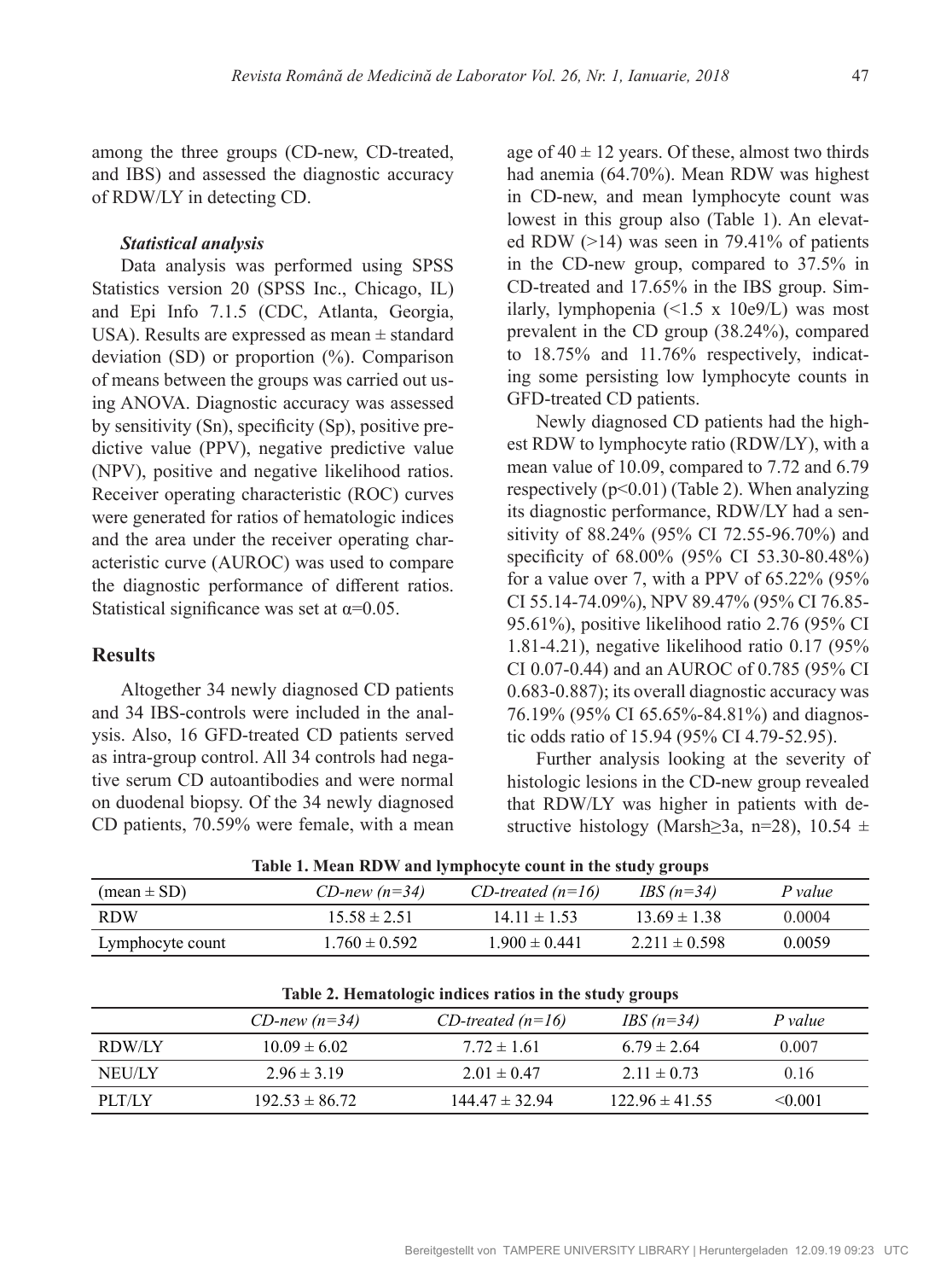among the three groups (CD-new, CD-treated, and IBS) and assessed the diagnostic accuracy of RDW/LY in detecting CD.

### *Statistical analysis*

Data analysis was performed using SPSS Statistics version 20 (SPSS Inc., Chicago, IL) and Epi Info 7.1.5 (CDC, Atlanta, Georgia, USA). Results are expressed as mean ± standard deviation (SD) or proportion (%). Comparison of means between the groups was carried out using ANOVA. Diagnostic accuracy was assessed by sensitivity (Sn), specificity (Sp), positive predictive value (PPV), negative predictive value (NPV), positive and negative likelihood ratios. Receiver operating characteristic (ROC) curves were generated for ratios of hematologic indices and the area under the receiver operating characteristic curve (AUROC) was used to compare the diagnostic performance of different ratios. Statistical significance was set at $\alpha$=0.05.

## Results

Altogether 34 newly diagnosed CD patients and 34 IBS-controls were included in the analysis. Also, 16 GFD-treated CD patients served as intra-group control. All 34 controls had negative serum CD autoantibodies and were normal on duodenal biopsy. Of the 34 newly diagnosed CD patients, 70.59% were female, with a mean age of 40 ± 12 years. Of these, almost two thirds had anemia (64.70%). Mean RDW was highest in CD-new, and mean lymphocyte count was lowest in this group also (Table 1). An elevated RDW (>14) was seen in 79.41% of patients in the CD-new group, compared to 37.5% in CD-treated and 17.65% in the IBS group. Similarly, lymphopenia (<1.5 x 10e9/L) was most prevalent in the CD group (38.24%), compared to 18.75% and 11.76% respectively, indicating some persisting low lymphocyte counts in GFD-treated CD patients.

Newly diagnosed CD patients had the highest RDW to lymphocyte ratio (RDW/LY), with a mean value of 10.09, compared to 7.72 and 6.79 respectively (p<0.01) (Table 2). When analyzing its diagnostic performance, RDW/LY had a sensitivity of 88.24% (95% CI 72.55-96.70%) and specificity of 68.00% (95% CI 53.30-80.48%) for a value over 7, with a PPV of 65.22% (95% CI 55.14-74.09%), NPV 89.47% (95% CI 76.85-95.61%), positive likelihood ratio 2.76 (95% CI 1.81-4.21), negative likelihood ratio 0.17 (95% CI 0.07-0.44) and an AUROC of 0.785 (95% CI 0.683-0.887); its overall diagnostic accuracy was 76.19% (95% CI 65.65%-84.81%) and diagnostic odds ratio of 15.94 (95% CI 4.79-52.95).

Further analysis looking at the severity of histologic lesions in the CD-new group revealed that RDW/LY was higher in patients with destructive histology (Marsh≥3a, n=28), 10.54 ±

**Table 1. Mean RDW and lymphocyte count in the study groups**

| (mean ± SD) | *CD-new (n=34)* | *CD-treated (n=16)* | *IBS (n=34)* | *P value* |
|---|---|---|---|---|
| RDW | 15.58 ± 2.51 | 14.11 ± 1.53 | 13.69 ± 1.38 | 0.0004 |
| Lymphocyte count | 1.760 ± 0.592 | 1.900 ± 0.441 | 2.211 ± 0.598 | 0.0059 |

**Table 2. Hematologic indices ratios in the study groups**

| | *CD-new (n=34)* | *CD-treated (n=16)* | *IBS (n=34)* | *P value* |
|---|---|---|---|---|
| RDW/LY | 10.09 ± 6.02 | 7.72 ± 1.61 | 6.79 ± 2.64 | 0.007 |
| NEU/LY | 2.96 ± 3.19 | 2.01 ± 0.47 | 2.11 ± 0.73 | 0.16 |
| PLT/LY | 192.53 ± 86.72 | 144.47 ± 32.94 | 122.96 ± 41.55 | <0.001 |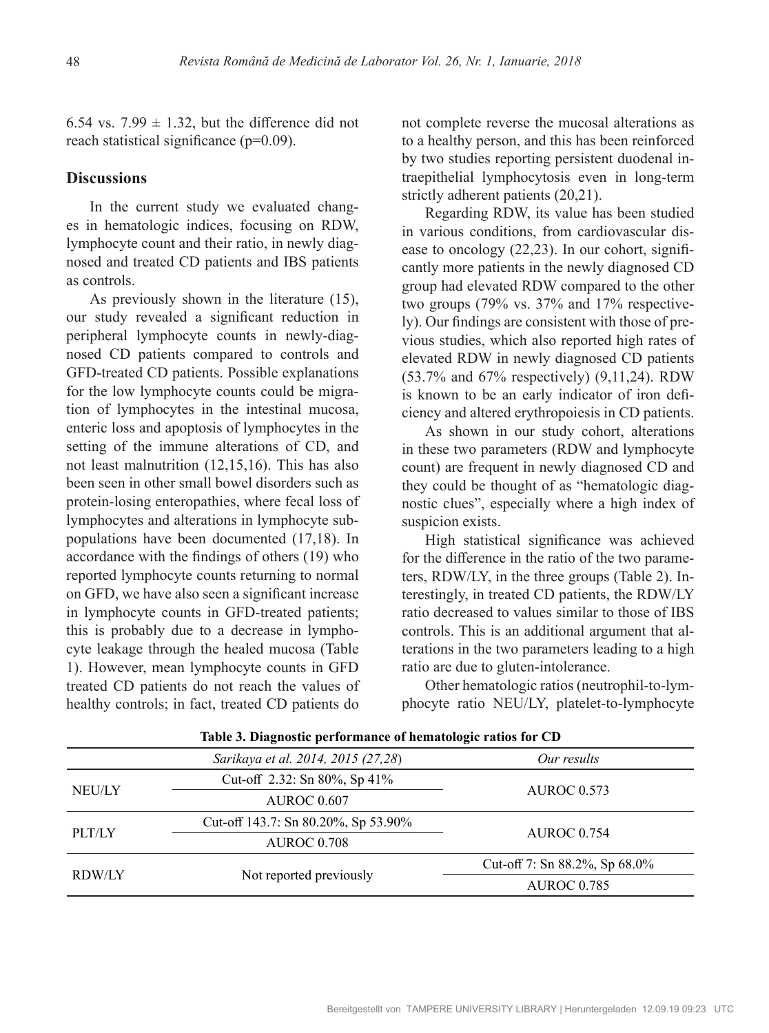6.54 vs. 7.99 ± 1.32, but the difference did not reach statistical significance (p=0.09).

## Discussions

In the current study we evaluated changes in hematologic indices, focusing on RDW, lymphocyte count and their ratio, in newly diagnosed and treated CD patients and IBS patients as controls.

As previously shown in the literature (15), our study revealed a significant reduction in peripheral lymphocyte counts in newly-diagnosed CD patients compared to controls and GFD-treated CD patients. Possible explanations for the low lymphocyte counts could be migration of lymphocytes in the intestinal mucosa, enteric loss and apoptosis of lymphocytes in the setting of the immune alterations of CD, and not least malnutrition (12,15,16). This has also been seen in other small bowel disorders such as protein-losing enteropathies, where fecal loss of lymphocytes and alterations in lymphocyte subpopulations have been documented (17,18). In accordance with the findings of others (19) who reported lymphocyte counts returning to normal on GFD, we have also seen a significant increase in lymphocyte counts in GFD-treated patients; this is probably due to a decrease in lymphocyte leakage through the healed mucosa (Table 1). However, mean lymphocyte counts in GFD treated CD patients do not reach the values of healthy controls; in fact, treated CD patients do not complete reverse the mucosal alterations as to a healthy person, and this has been reinforced by two studies reporting persistent duodenal intraepithelial lymphocytosis even in long-term strictly adherent patients (20,21).

Regarding RDW, its value has been studied in various conditions, from cardiovascular disease to oncology (22,23). In our cohort, significantly more patients in the newly diagnosed CD group had elevated RDW compared to the other two groups (79% vs. 37% and 17% respectively). Our findings are consistent with those of previous studies, which also reported high rates of elevated RDW in newly diagnosed CD patients (53.7% and 67% respectively) (9,11,24). RDW is known to be an early indicator of iron deficiency and altered erythropoiesis in CD patients.

As shown in our study cohort, alterations in these two parameters (RDW and lymphocyte count) are frequent in newly diagnosed CD and they could be thought of as "hematologic diagnostic clues", especially where a high index of suspicion exists.

High statistical significance was achieved for the difference in the ratio of the two parameters, RDW/LY, in the three groups (Table 2). Interestingly, in treated CD patients, the RDW/LY ratio decreased to values similar to those of IBS controls. This is an additional argument that alterations in the two parameters leading to a high ratio are due to gluten-intolerance.

Other hematologic ratios (neutrophil-to-lymphocyte ratio NEU/LY, platelet-to-lymphocyte

**Table 3. Diagnostic performance of hematologic ratios for CD**

| | *Sarikaya et al. 2014, 2015 (27,28)* | *Our results* |
|---|---|---|
| NEU/LY | Cut-off 2.32: Sn 80%, Sp 41% | AUROC 0.573 |
| | AUROC 0.607 | |
| PLT/LY | Cut-off 143.7: Sn 80.20%, Sp 53.90% | AUROC 0.754 |
| | AUROC 0.708 | |
| RDW/LY | Not reported previously | Cut-off 7: Sn 88.2%, Sp 68.0% |
| | | AUROC 0.785 |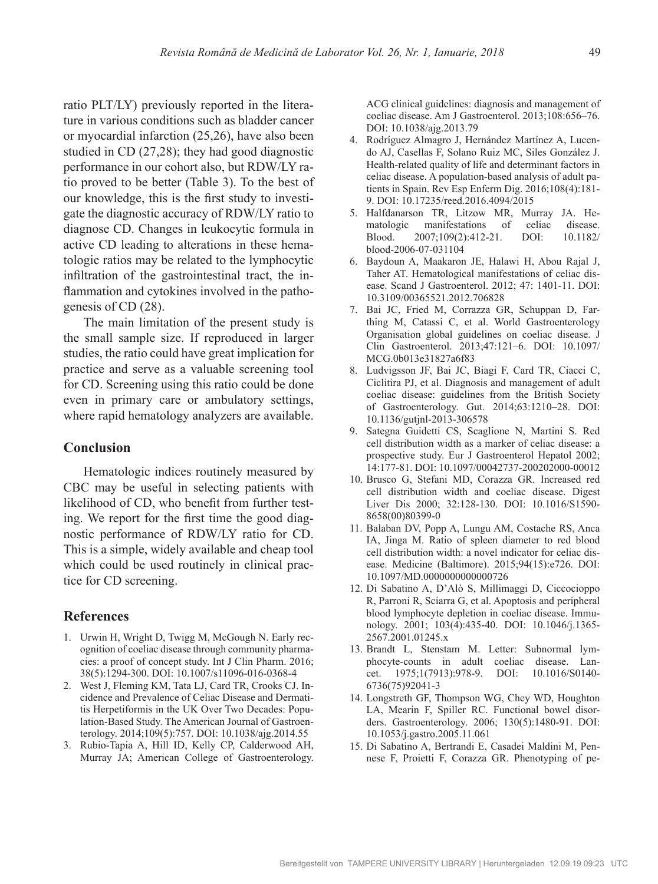ratio PLT/LY) previously reported in the literature in various conditions such as bladder cancer or myocardial infarction (25,26), have also been studied in CD (27,28); they had good diagnostic performance in our cohort also, but RDW/LY ratio proved to be better (Table 3). To the best of our knowledge, this is the first study to investigate the diagnostic accuracy of RDW/LY ratio to diagnose CD. Changes in leukocytic formula in active CD leading to alterations in these hematologic ratios may be related to the lymphocytic infiltration of the gastrointestinal tract, the inflammation and cytokines involved in the pathogenesis of CD (28).

The main limitation of the present study is the small sample size. If reproduced in larger studies, the ratio could have great implication for practice and serve as a valuable screening tool for CD. Screening using this ratio could be done even in primary care or ambulatory settings, where rapid hematology analyzers are available.

## Conclusion

Hematologic indices routinely measured by CBC may be useful in selecting patients with likelihood of CD, who benefit from further testing. We report for the first time the good diagnostic performance of RDW/LY ratio for CD. This is a simple, widely available and cheap tool which could be used routinely in clinical practice for CD screening.

## References

1. Urwin H, Wright D, Twigg M, McGough N. Early recognition of coeliac disease through community pharmacies: a proof of concept study. Int J Clin Pharm. 2016; 38(5):1294-300. DOI: 10.1007/s11096-016-0368-4
2. West J, Fleming KM, Tata LJ, Card TR, Crooks CJ. Incidence and Prevalence of Celiac Disease and Dermatitis Herpetiformis in the UK Over Two Decades: Population-Based Study. The American Journal of Gastroenterology. 2014;109(5):757. DOI: 10.1038/ajg.2014.55
3. Rubio-Tapia A, Hill ID, Kelly CP, Calderwood AH, Murray JA; American College of Gastroenterology. ACG clinical guidelines: diagnosis and management of coeliac disease. Am J Gastroenterol. 2013;108:656–76. DOI: 10.1038/ajg.2013.79
4. Rodríguez Almagro J, Hernández Martínez A, Lucendo AJ, Casellas F, Solano Ruiz MC, Siles González J. Health-related quality of life and determinant factors in celiac disease. A population-based analysis of adult patients in Spain. Rev Esp Enferm Dig. 2016;108(4):181-9. DOI: 10.17235/reed.2016.4094/2015
5. Halfdanarson TR, Litzow MR, Murray JA. Hematologic manifestations of celiac disease. Blood. 2007;109(2):412-21. DOI: 10.1182/blood-2006-07-031104
6. Baydoun A, Maakaron JE, Halawi H, Abou Rajal J, Taher AT. Hematological manifestations of celiac disease. Scand J Gastroenterol. 2012; 47: 1401-11. DOI: 10.3109/00365521.2012.706828
7. Bai JC, Fried M, Corrazza GR, Schuppan D, Farthing M, Catassi C, et al. World Gastroenterology Organisation global guidelines on coeliac disease. J Clin Gastroenterol. 2013;47:121–6. DOI: 10.1097/MCG.0b013e31827a6f83
8. Ludvigsson JF, Bai JC, Biagi F, Card TR, Ciacci C, Ciclitira PJ, et al. Diagnosis and management of adult coeliac disease: guidelines from the British Society of Gastroenterology. Gut. 2014;63:1210–28. DOI: 10.1136/gutjnl-2013-306578
9. Sategna Guidetti CS, Scaglione N, Martini S. Red cell distribution width as a marker of celiac disease: a prospective study. Eur J Gastroenterol Hepatol 2002; 14:177-81. DOI: 10.1097/00042737-200202000-00012
10. Brusco G, Stefani MD, Corazza GR. Increased red cell distribution width and coeliac disease. Digest Liver Dis 2000; 32:128-130. DOI: 10.1016/S1590-8658(00)80399-0
11. Balaban DV, Popp A, Lungu AM, Costache RS, Anca IA, Jinga M. Ratio of spleen diameter to red blood cell distribution width: a novel indicator for celiac disease. Medicine (Baltimore). 2015;94(15):e726. DOI: 10.1097/MD.0000000000000726
12. Di Sabatino A, D'Alò S, Millimaggi D, Ciccocioppo R, Parroni R, Sciarra G, et al. Apoptosis and peripheral blood lymphocyte depletion in coeliac disease. Immunology. 2001; 103(4):435-40. DOI: 10.1046/j.1365-2567.2001.01245.x
13. Brandt L, Stenstam M. Letter: Subnormal lymphocyte-counts in adult coeliac disease. Lancet. 1975;1(7913):978-9. DOI: 10.1016/S0140-6736(75)92041-3
14. Longstreth GF, Thompson WG, Chey WD, Houghton LA, Mearin F, Spiller RC. Functional bowel disorders. Gastroenterology. 2006; 130(5):1480-91. DOI: 10.1053/j.gastro.2005.11.061
15. Di Sabatino A, Bertrandi E, Casadei Maldini M, Pennese F, Proietti F, Corazza GR. Phenotyping of pe-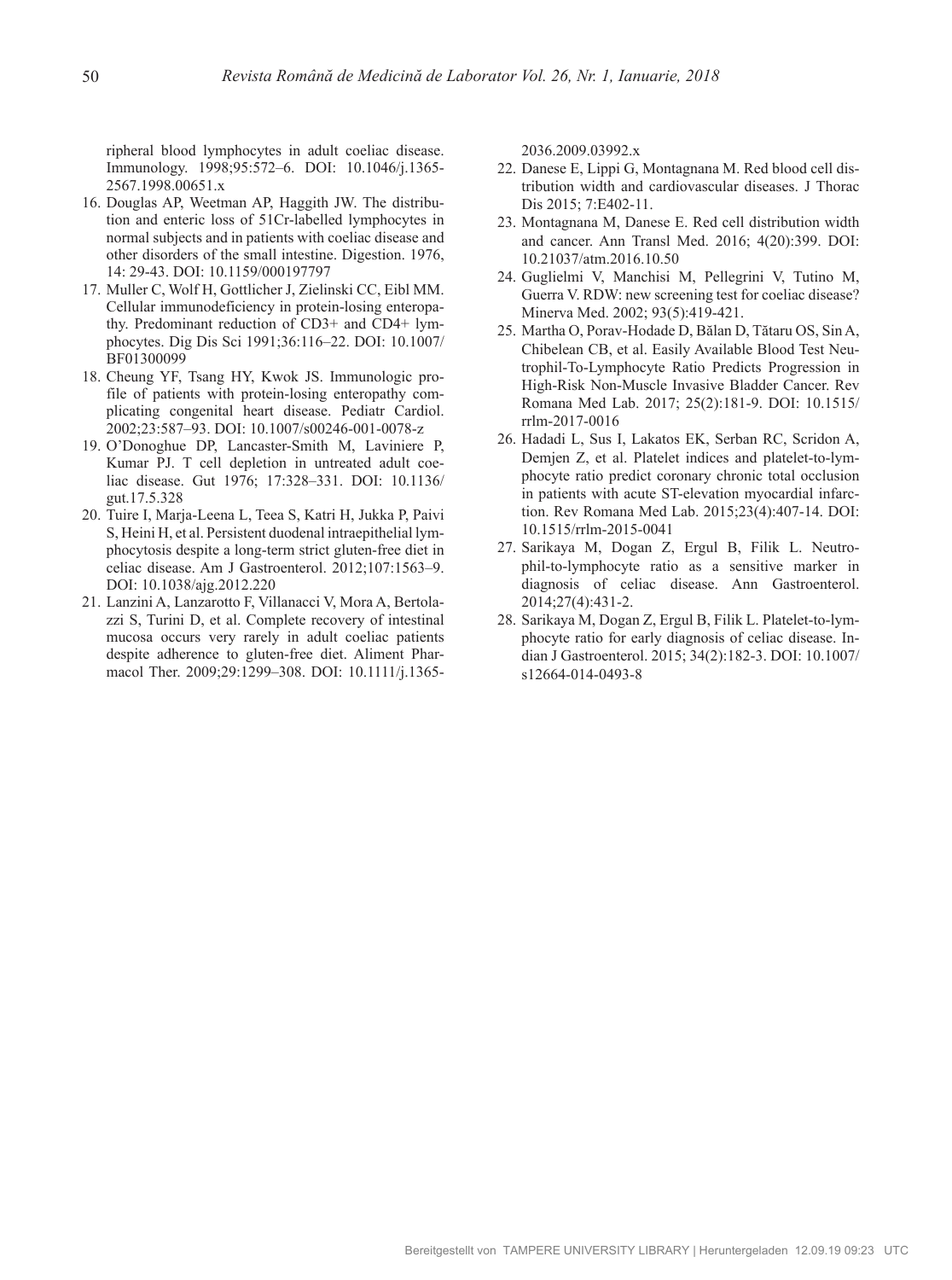ripheral blood lymphocytes in adult coeliac disease. Immunology. 1998;95:572–6. DOI: 10.1046/j.1365-2567.1998.00651.x

16. Douglas AP, Weetman AP, Haggith JW. The distribution and enteric loss of 51Cr-labelled lymphocytes in normal subjects and in patients with coeliac disease and other disorders of the small intestine. Digestion. 1976, 14: 29-43. DOI: 10.1159/000197797
17. Muller C, Wolf H, Gottlicher J, Zielinski CC, Eibl MM. Cellular immunodeficiency in protein-losing enteropathy. Predominant reduction of CD3+ and CD4+ lymphocytes. Dig Dis Sci 1991;36:116–22. DOI: 10.1007/BF01300099
18. Cheung YF, Tsang HY, Kwok JS. Immunologic profile of patients with protein-losing enteropathy complicating congenital heart disease. Pediatr Cardiol. 2002;23:587–93. DOI: 10.1007/s00246-001-0078-z
19. O'Donoghue DP, Lancaster-Smith M, Laviniere P, Kumar PJ. T cell depletion in untreated adult coeliac disease. Gut 1976; 17:328–331. DOI: 10.1136/gut.17.5.328
20. Tuire I, Marja-Leena L, Teea S, Katri H, Jukka P, Paivi S, Heini H, et al. Persistent duodenal intraepithelial lymphocytosis despite a long-term strict gluten-free diet in celiac disease. Am J Gastroenterol. 2012;107:1563–9. DOI: 10.1038/ajg.2012.220
21. Lanzini A, Lanzarotto F, Villanacci V, Mora A, Bertolazzi S, Turini D, et al. Complete recovery of intestinal mucosa occurs very rarely in adult coeliac patients despite adherence to gluten-free diet. Aliment Pharmacol Ther. 2009;29:1299–308. DOI: 10.1111/j.1365-2036.2009.03992.x
22. Danese E, Lippi G, Montagnana M. Red blood cell distribution width and cardiovascular diseases. J Thorac Dis 2015; 7:E402-11.
23. Montagnana M, Danese E. Red cell distribution width and cancer. Ann Transl Med. 2016; 4(20):399. DOI: 10.21037/atm.2016.10.50
24. Guglielmi V, Manchisi M, Pellegrini V, Tutino M, Guerra V. RDW: new screening test for coeliac disease? Minerva Med. 2002; 93(5):419-421.
25. Martha O, Porav-Hodade D, Bălan D, Tătaru OS, Sin A, Chibelean CB, et al. Easily Available Blood Test Neutrophil-To-Lymphocyte Ratio Predicts Progression in High-Risk Non-Muscle Invasive Bladder Cancer. Rev Romana Med Lab. 2017; 25(2):181-9. DOI: 10.1515/rrlm-2017-0016
26. Hadadi L, Sus I, Lakatos EK, Serban RC, Scridon A, Demjen Z, et al. Platelet indices and platelet-to-lymphocyte ratio predict coronary chronic total occlusion in patients with acute ST-elevation myocardial infarction. Rev Romana Med Lab. 2015;23(4):407-14. DOI: 10.1515/rrlm-2015-0041
27. Sarikaya M, Dogan Z, Ergul B, Filik L. Neutrophil-to-lymphocyte ratio as a sensitive marker in diagnosis of celiac disease. Ann Gastroenterol. 2014;27(4):431-2.
28. Sarikaya M, Dogan Z, Ergul B, Filik L. Platelet-to-lymphocyte ratio for early diagnosis of celiac disease. Indian J Gastroenterol. 2015; 34(2):182-3. DOI: 10.1007/s12664-014-0493-8